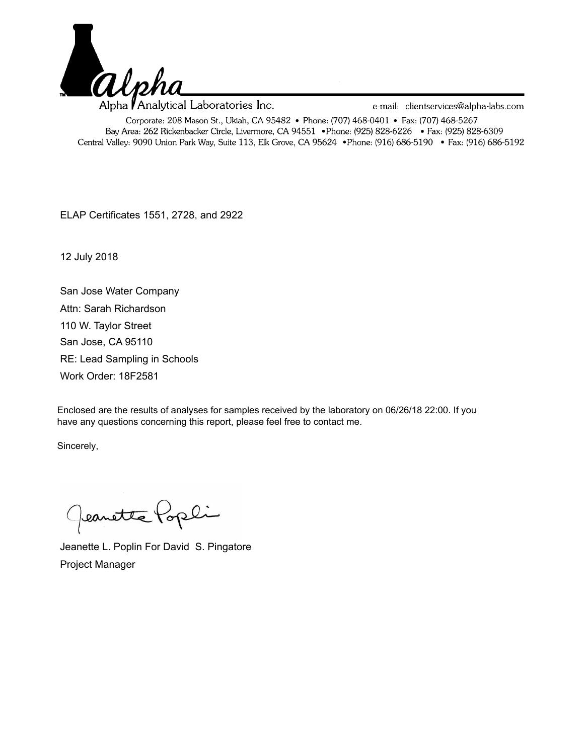Alpha Analytical Laboratories Inc.

e-mail: clientservices@alpha-labs.com

Corporate: 208 Mason St., Ukiah, CA 95482 • Phone: (707) 468-0401 • Fax: (707) 468-5267
Bay Area: 262 Rickenbacker Circle, Livermore, CA 94551 • Phone: (925) 828-6226 • Fax: (925) 828-6309
Central Valley: 9090 Union Park Way, Suite 113, Elk Grove, CA 95624 • Phone: (916) 686-5190 • Fax: (916) 686-5192

ELAP Certificates 1551, 2728, and 2922

12 July 2018

San Jose Water Company
Attn: Sarah Richardson
110 W. Taylor Street
San Jose, CA 95110
RE: Lead Sampling in Schools
Work Order: 18F2581

Enclosed are the results of analyses for samples received by the laboratory on 06/26/18 22:00. If you have any questions concerning this report, please feel free to contact me.

Sincerely,

Jeanette L. Poplin For David S. Pingatore
Project Manager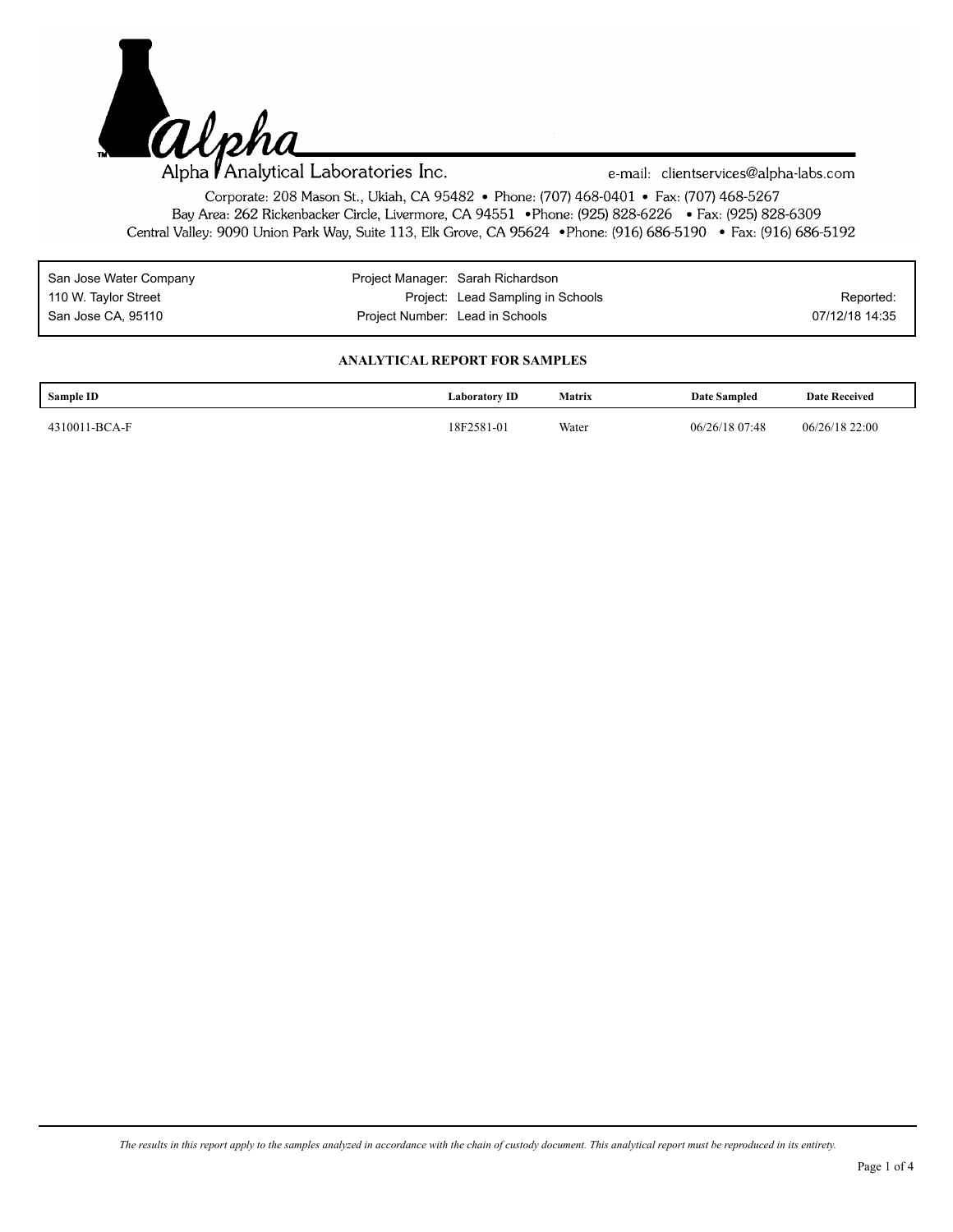# Alpha Analytical Laboratories Inc.

e-mail: clientservices@alpha-labs.com

Corporate: 208 Mason St., Ukiah, CA 95482 • Phone: (707) 468-0401 • Fax: (707) 468-5267
Bay Area: 262 Rickenbacker Circle, Livermore, CA 94551 •Phone: (925) 828-6226 • Fax: (925) 828-6309
Central Valley: 9090 Union Park Way, Suite 113, Elk Grove, CA 95624 •Phone: (916) 686-5190 • Fax: (916) 686-5192

| | | |
|---|---|---|
| San Jose Water Company | Project Manager: Sarah Richardson | |
| 110 W. Taylor Street | Project: Lead Sampling in Schools | Reported: |
| San Jose CA, 95110 | Project Number: Lead in Schools | 07/12/18 14:35 |

## ANALYTICAL REPORT FOR SAMPLES

| Sample ID | Laboratory ID | Matrix | Date Sampled | Date Received |
|---|---|---|---|---|
| 4310011-BCA-F | 18F2581-01 | Water | 06/26/18 07:48 | 06/26/18 22:00 |

*The results in this report apply to the samples analyzed in accordance with the chain of custody document. This analytical report must be reproduced in its entirety.*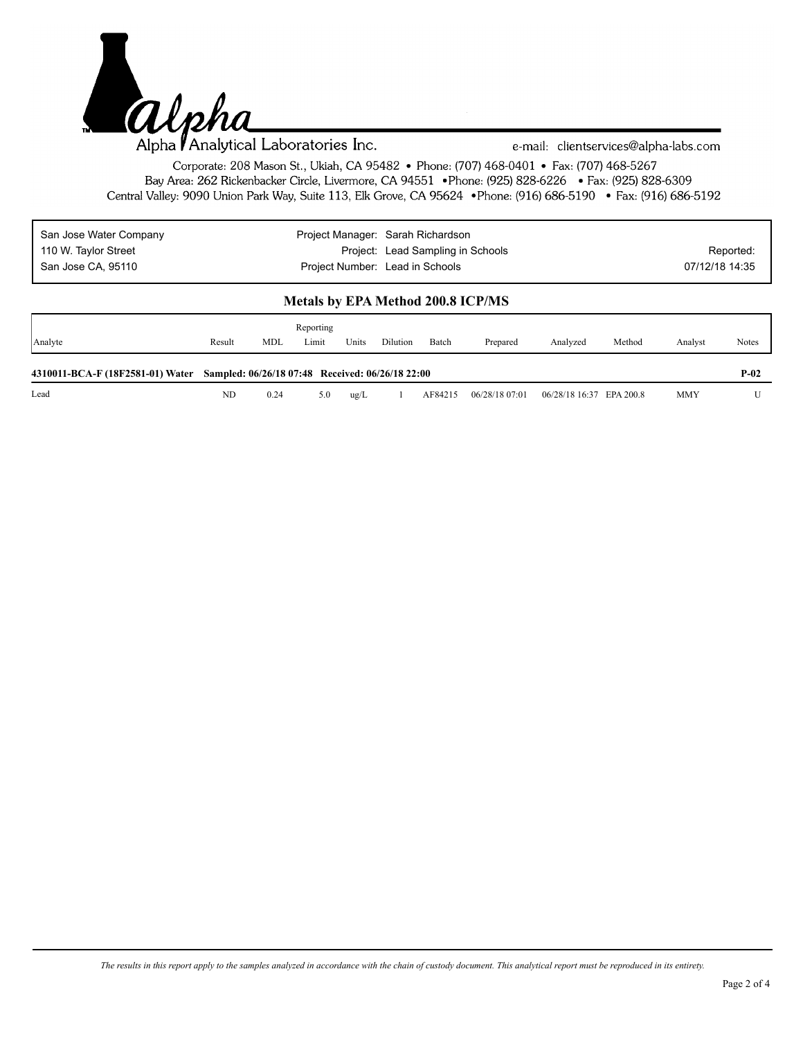Alpha Analytical Laboratories Inc.

e-mail: clientservices@alpha-labs.com

Corporate: 208 Mason St., Ukiah, CA 95482 • Phone: (707) 468-0401 • Fax: (707) 468-5267
Bay Area: 262 Rickenbacker Circle, Livermore, CA 94551 • Phone: (925) 828-6226 • Fax: (925) 828-6309
Central Valley: 9090 Union Park Way, Suite 113, Elk Grove, CA 95624 • Phone: (916) 686-5190 • Fax: (916) 686-5192

| | | |
|---|---|---|
| San Jose Water Company | Project Manager: Sarah Richardson | |
| 110 W. Taylor Street | Project: Lead Sampling in Schools | Reported: |
| San Jose CA, 95110 | Project Number: Lead in Schools | 07/12/18 14:35 |

## Metals by EPA Method 200.8 ICP/MS

| Analyte | Result | MDL | Reporting Limit | Units | Dilution | Batch | Prepared | Analyzed | Method | Analyst | Notes |
|---|---|---|---|---|---|---|---|---|---|---|---|
| **4310011-BCA-F (18F2581-01) Water** | **Sampled: 06/26/18 07:48** | | **Received: 06/26/18 22:00** | | | | | | | | **P-02** |
| Lead | ND | 0.24 | 5.0 | ug/L | 1 | AF84215 | 06/28/18 07:01 | 06/28/18 16:37 | EPA 200.8 | MMY | U |

*The results in this report apply to the samples analyzed in accordance with the chain of custody document. This analytical report must be reproduced in its entirety.*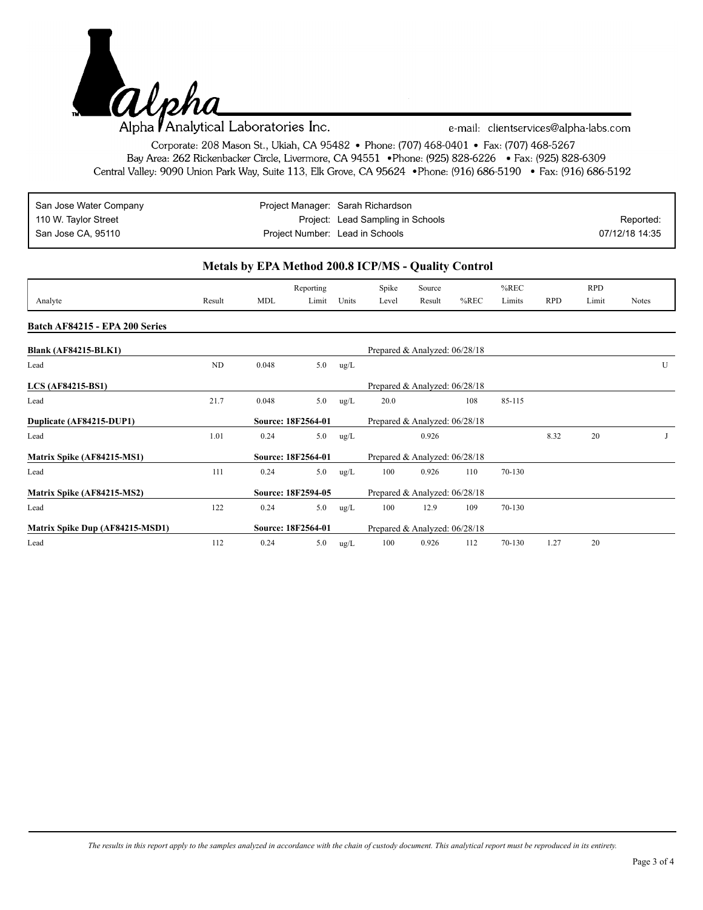**Alpha Analytical Laboratories Inc.**

e-mail: clientservices@alpha-labs.com

Corporate: 208 Mason St., Ukiah, CA 95482 • Phone: (707) 468-0401 • Fax: (707) 468-5267
Bay Area: 262 Rickenbacker Circle, Livermore, CA 94551 •Phone: (925) 828-6226 • Fax: (925) 828-6309
Central Valley: 9090 Union Park Way, Suite 113, Elk Grove, CA 95624 •Phone: (916) 686-5190 • Fax: (916) 686-5192

| | | |
|---|---|---|
| San Jose Water Company | Project Manager: Sarah Richardson | |
| 110 W. Taylor Street | Project: Lead Sampling in Schools | Reported: |
| San Jose CA, 95110 | Project Number: Lead in Schools | 07/12/18 14:35 |

## Metals by EPA Method 200.8 ICP/MS - Quality Control

| Analyte | Result | MDL | Reporting Limit | Units | Spike Level | Source Result | %REC | %REC Limits | RPD | RPD Limit | Notes |
|---|---|---|---|---|---|---|---|---|---|---|---|
| **Batch AF84215 - EPA 200 Series** | | | | | | | | | | | |
| **Blank (AF84215-BLK1)** | | | | | Prepared & Analyzed: 06/28/18 | | | | | | |
| Lead | ND | 0.048 | 5.0 | ug/L | | | | | | | U |
| **LCS (AF84215-BS1)** | | | | | Prepared & Analyzed: 06/28/18 | | | | | | |
| Lead | 21.7 | 0.048 | 5.0 | ug/L | 20.0 | | 108 | 85-115 | | | |
| **Duplicate (AF84215-DUP1)** | | **Source: 18F2564-01** | | | Prepared & Analyzed: 06/28/18 | | | | | | |
| Lead | 1.01 | 0.24 | 5.0 | ug/L | | 0.926 | | | 8.32 | 20 | J |
| **Matrix Spike (AF84215-MS1)** | | **Source: 18F2564-01** | | | Prepared & Analyzed: 06/28/18 | | | | | | |
| Lead | 111 | 0.24 | 5.0 | ug/L | 100 | 0.926 | 110 | 70-130 | | | |
| **Matrix Spike (AF84215-MS2)** | | **Source: 18F2594-05** | | | Prepared & Analyzed: 06/28/18 | | | | | | |
| Lead | 122 | 0.24 | 5.0 | ug/L | 100 | 12.9 | 109 | 70-130 | | | |
| **Matrix Spike Dup (AF84215-MSD1)** | | **Source: 18F2564-01** | | | Prepared & Analyzed: 06/28/18 | | | | | | |
| Lead | 112 | 0.24 | 5.0 | ug/L | 100 | 0.926 | 112 | 70-130 | 1.27 | 20 | |

*The results in this report apply to the samples analyzed in accordance with the chain of custody document. This analytical report must be reproduced in its entirety.*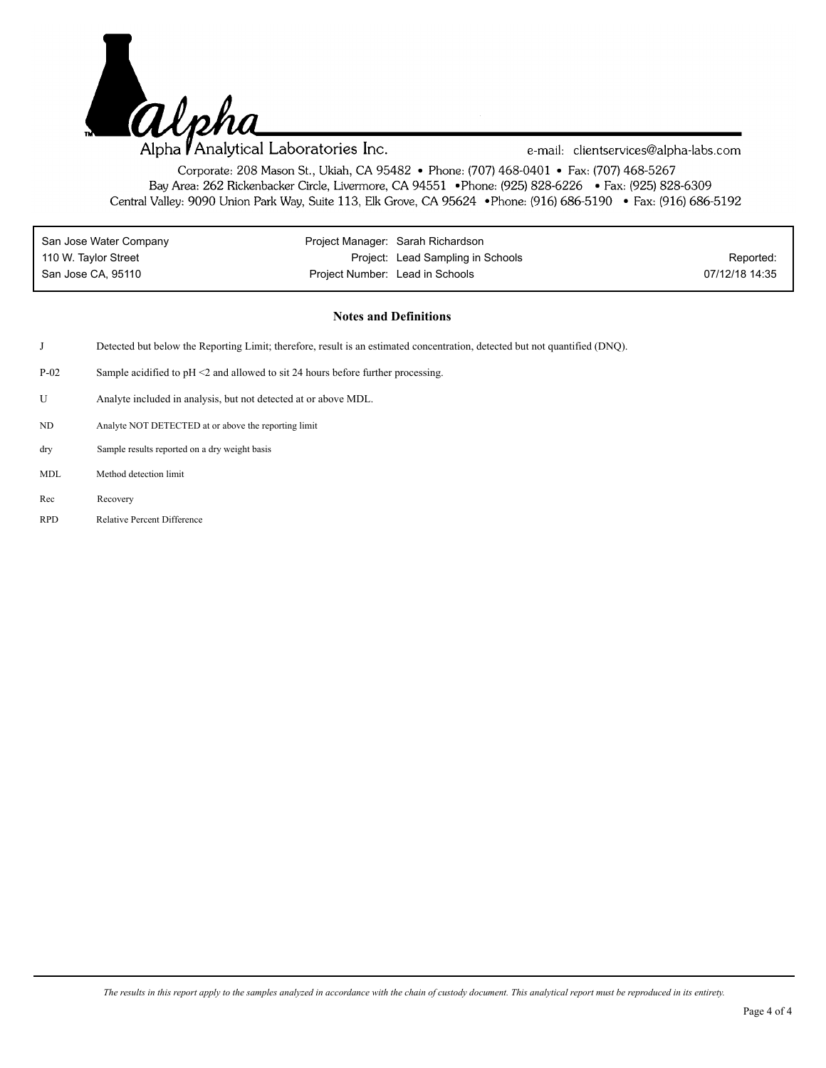Alpha Analytical Laboratories Inc.

e-mail: clientservices@alpha-labs.com

Corporate: 208 Mason St., Ukiah, CA 95482 • Phone: (707) 468-0401 • Fax: (707) 468-5267
Bay Area: 262 Rickenbacker Circle, Livermore, CA 94551 • Phone: (925) 828-6226 • Fax: (925) 828-6309
Central Valley: 9090 Union Park Way, Suite 113, Elk Grove, CA 95624 • Phone: (916) 686-5190 • Fax: (916) 686-5192

| | | |
|---|---|---|
| San Jose Water Company | Project Manager: Sarah Richardson | |
| 110 W. Taylor Street | Project: Lead Sampling in Schools | Reported: |
| San Jose CA, 95110 | Project Number: Lead in Schools | 07/12/18 14:35 |

## Notes and Definitions

| | |
|---|---|
| J | Detected but below the Reporting Limit; therefore, result is an estimated concentration, detected but not quantified (DNQ). |
| P-02 | Sample acidified to pH <2 and allowed to sit 24 hours before further processing. |
| U | Analyte included in analysis, but not detected at or above MDL. |
| ND | Analyte NOT DETECTED at or above the reporting limit |
| dry | Sample results reported on a dry weight basis |
| MDL | Method detection limit |
| Rec | Recovery |
| RPD | Relative Percent Difference |

*The results in this report apply to the samples analyzed in accordance with the chain of custody document. This analytical report must be reproduced in its entirety.*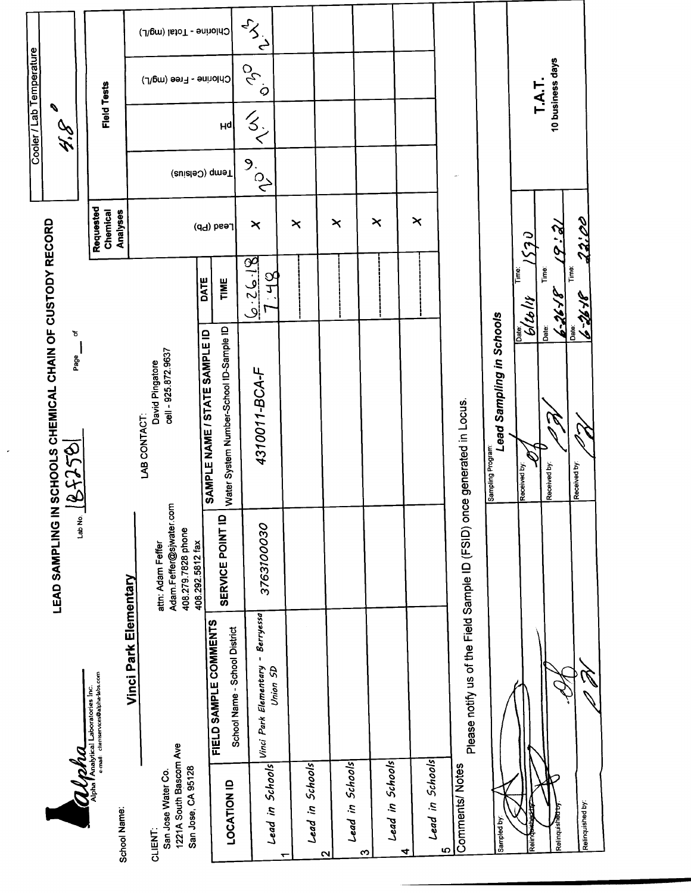Alpha Analytical Laboratories Inc.
e-mail: clientservices@alpha-labs.com

# LEAD SAMPLING IN SCHOOLS CHEMICAL CHAIN OF CUSTODY RECORD

Lab No. 1852581 Page ___ of ___

Cooler / Lab Temperature: 4.8°

School Name: **Vinci Park Elementary**

CLIENT:
San Jose Water Co.
1221A South Bascom Ave
San Jose, CA 95128

attn: Adam Feffer
Adam.Feffer@sjwater.com
408.279.7828 phone
408.292.5812 fax

LAB CONTACT:
David Pingatore
cell - 925.872.9637

| | LOCATION ID | FIELD SAMPLE COMMENTS<br>School Name - School District | SERVICE POINT ID | SAMPLE NAME / STATE SAMPLE ID<br>Water System Number-School ID-Sample ID | DATE<br>TIME | Requested Chemical Analyses<br>Lead (Pb) | Field Tests<br>Temp (Celsius) | pH | Chlorine - Free (mg/L) | Chlorine - Total (mg/L) |
|---|---|---|---|---|---|---|---|---|---|---|
| 1 | Lead in Schools | Vinci Park Elementary - Berryessa Union SD | 3763100030 | 4310011-BCA-F | 6.26.18<br>7:48 | X | 20.6 | 7.61 | 0.30 | 2.43 |
| 2 | Lead in Schools | | | | | X | | | | |
| 3 | Lead in Schools | | | | | X | | | | |
| 4 | Lead in Schools | | | | | X | | | | |
| 5 | Lead in Schools | | | | | X | | | | |

Comments/ Notes
Please notify us of the Field Sample ID (FSID) once generated in Locus.

| | | | |
|---|---|---|---|
| Sampled by: [signature] | Sampling Program: **Lead Sampling in Schools** | | |
| Relinquished by: [signature] | Received by: [signature] | Date: 6/26/18 | Time: 1530 |
| Relinquished by: [signature] | Received by: [signature] | Date: 6-26-18 | Time: 19:21 |
| Relinquished by: [signature] | Received by: [signature] | Date: 6-26-18 | Time: 22:00 |

**T.A.T.**
10 business days